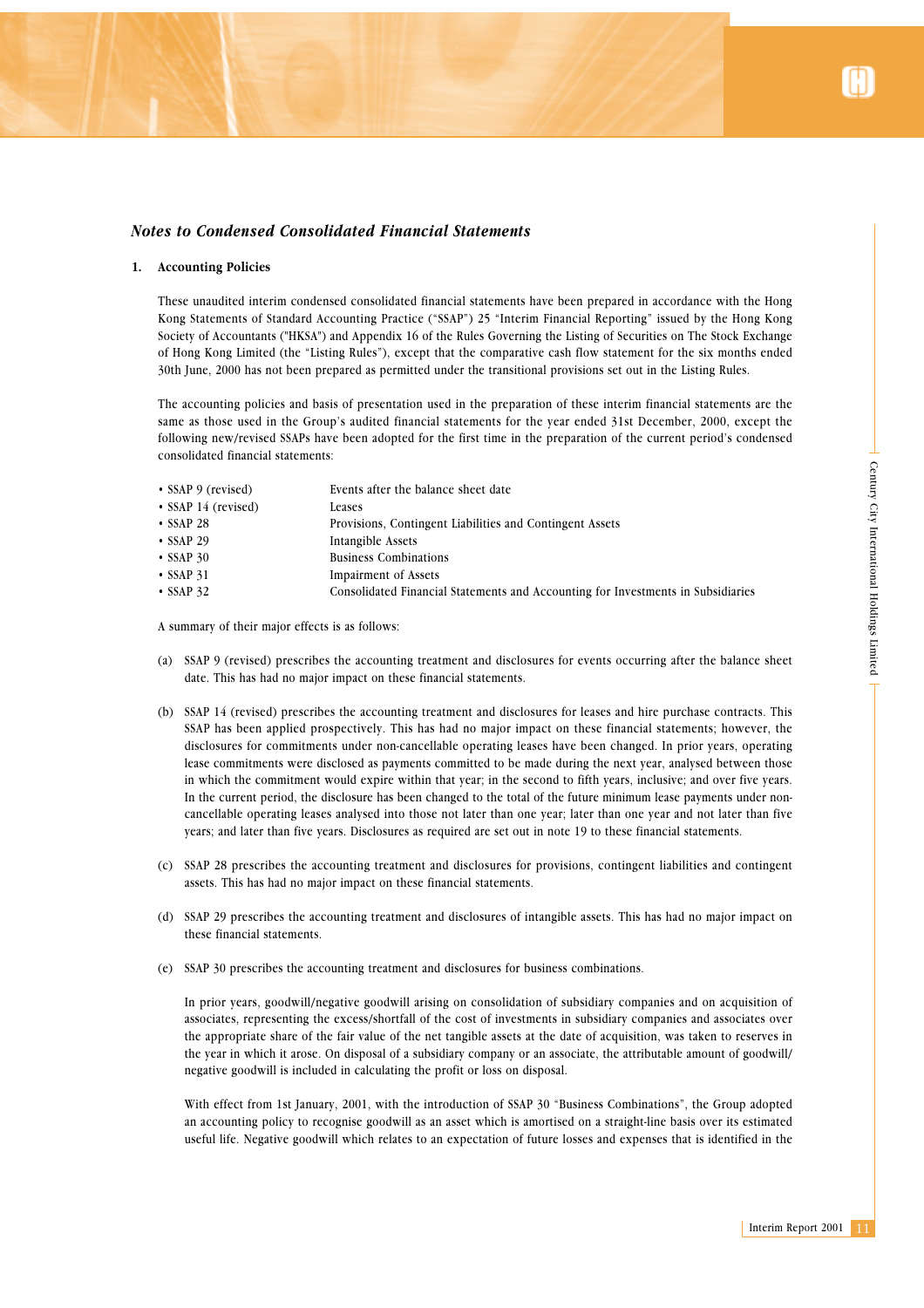## *Notes to Condensed Consolidated Financial Statements*

### 1. Accounting Policies

These unaudited interim condensed consolidated financial statements have been prepared in accordance with the Hong Kong Statements of Standard Accounting Practice ("SSAP") 25 "Interim Financial Reporting" issued by the Hong Kong Society of Accountants ("HKSA") and Appendix 16 of the Rules Governing the Listing of Securities on The Stock Exchange of Hong Kong Limited (the "Listing Rules"), except that the comparative cash flow statement for the six months ended 30th June, 2000 has not been prepared as permitted under the transitional provisions set out in the Listing Rules.

The accounting policies and basis of presentation used in the preparation of these interim financial statements are the same as those used in the Group's audited financial statements for the year ended 31st December, 2000, except the following new/revised SSAPs have been adopted for the first time in the preparation of the current period's condensed consolidated financial statements:

| | |
|---|---|
| • SSAP 9 (revised) | Events after the balance sheet date |
| • SSAP 14 (revised) | Leases |
| • SSAP 28 | Provisions, Contingent Liabilities and Contingent Assets |
| • SSAP 29 | Intangible Assets |
| • SSAP 30 | Business Combinations |
| • SSAP 31 | Impairment of Assets |
| • SSAP 32 | Consolidated Financial Statements and Accounting for Investments in Subsidiaries |

A summary of their major effects is as follows:

(a) SSAP 9 (revised) prescribes the accounting treatment and disclosures for events occurring after the balance sheet date. This has had no major impact on these financial statements.

(b) SSAP 14 (revised) prescribes the accounting treatment and disclosures for leases and hire purchase contracts. This SSAP has been applied prospectively. This has had no major impact on these financial statements; however, the disclosures for commitments under non-cancellable operating leases have been changed. In prior years, operating lease commitments were disclosed as payments committed to be made during the next year, analysed between those in which the commitment would expire within that year; in the second to fifth years, inclusive; and over five years. In the current period, the disclosure has been changed to the total of the future minimum lease payments under non-cancellable operating leases analysed into those not later than one year; later than one year and not later than five years; and later than five years. Disclosures as required are set out in note 19 to these financial statements.

(c) SSAP 28 prescribes the accounting treatment and disclosures for provisions, contingent liabilities and contingent assets. This has had no major impact on these financial statements.

(d) SSAP 29 prescribes the accounting treatment and disclosures of intangible assets. This has had no major impact on these financial statements.

(e) SSAP 30 prescribes the accounting treatment and disclosures for business combinations.

In prior years, goodwill/negative goodwill arising on consolidation of subsidiary companies and on acquisition of associates, representing the excess/shortfall of the cost of investments in subsidiary companies and associates over the appropriate share of the fair value of the net tangible assets at the date of acquisition, was taken to reserves in the year in which it arose. On disposal of a subsidiary company or an associate, the attributable amount of goodwill/negative goodwill is included in calculating the profit or loss on disposal.

With effect from 1st January, 2001, with the introduction of SSAP 30 "Business Combinations", the Group adopted an accounting policy to recognise goodwill as an asset which is amortised on a straight-line basis over its estimated useful life. Negative goodwill which relates to an expectation of future losses and expenses that is identified in the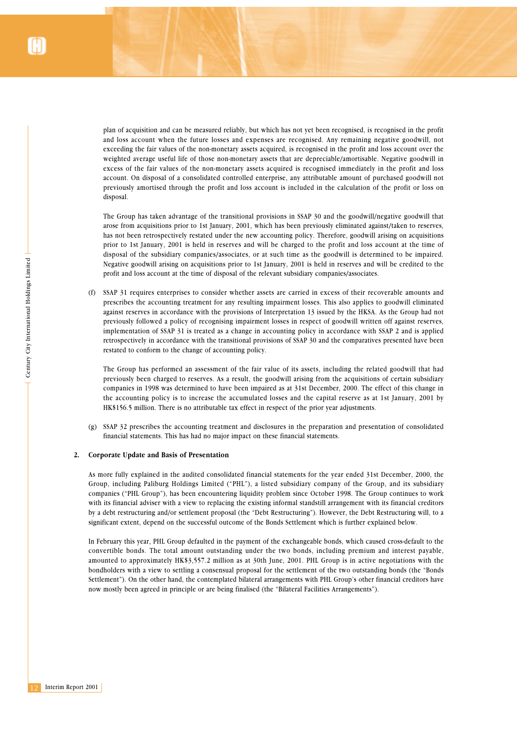plan of acquisition and can be measured reliably, but which has not yet been recognised, is recognised in the profit and loss account when the future losses and expenses are recognised. Any remaining negative goodwill, not exceeding the fair values of the non-monetary assets acquired, is recognised in the profit and loss account over the weighted average useful life of those non-monetary assets that are depreciable/amortisable. Negative goodwill in excess of the fair values of the non-monetary assets acquired is recognised immediately in the profit and loss account. On disposal of a consolidated controlled enterprise, any attributable amount of purchased goodwill not previously amortised through the profit and loss account is included in the calculation of the profit or loss on disposal.

The Group has taken advantage of the transitional provisions in SSAP 30 and the goodwill/negative goodwill that arose from acquisitions prior to 1st January, 2001, which has been previously eliminated against/taken to reserves, has not been retrospectively restated under the new accounting policy. Therefore, goodwill arising on acquisitions prior to 1st January, 2001 is held in reserves and will be charged to the profit and loss account at the time of disposal of the subsidiary companies/associates, or at such time as the goodwill is determined to be impaired. Negative goodwill arising on acquisitions prior to 1st January, 2001 is held in reserves and will be credited to the profit and loss account at the time of disposal of the relevant subsidiary companies/associates.

(f) SSAP 31 requires enterprises to consider whether assets are carried in excess of their recoverable amounts and prescribes the accounting treatment for any resulting impairment losses. This also applies to goodwill eliminated against reserves in accordance with the provisions of Interpretation 13 issued by the HKSA. As the Group had not previously followed a policy of recognising impairment losses in respect of goodwill written off against reserves, implementation of SSAP 31 is treated as a change in accounting policy in accordance with SSAP 2 and is applied retrospectively in accordance with the transitional provisions of SSAP 30 and the comparatives presented have been restated to conform to the change of accounting policy.

The Group has performed an assessment of the fair value of its assets, including the related goodwill that had previously been charged to reserves. As a result, the goodwill arising from the acquisitions of certain subsidiary companies in 1998 was determined to have been impaired as at 31st December, 2000. The effect of this change in the accounting policy is to increase the accumulated losses and the capital reserve as at 1st January, 2001 by HK$156.5 million. There is no attributable tax effect in respect of the prior year adjustments.

(g) SSAP 32 prescribes the accounting treatment and disclosures in the preparation and presentation of consolidated financial statements. This has had no major impact on these financial statements.

**2. Corporate Update and Basis of Presentation**

As more fully explained in the audited consolidated financial statements for the year ended 31st December, 2000, the Group, including Paliburg Holdings Limited ("PHL"), a listed subsidiary company of the Group, and its subsidiary companies ("PHL Group"), has been encountering liquidity problem since October 1998. The Group continues to work with its financial adviser with a view to replacing the existing informal standstill arrangement with its financial creditors by a debt restructuring and/or settlement proposal (the "Debt Restructuring"). However, the Debt Restructuring will, to a significant extent, depend on the successful outcome of the Bonds Settlement which is further explained below.

In February this year, PHL Group defaulted in the payment of the exchangeable bonds, which caused cross-default to the convertible bonds. The total amount outstanding under the two bonds, including premium and interest payable, amounted to approximately HK$3,557.2 million as at 30th June, 2001. PHL Group is in active negotiations with the bondholders with a view to settling a consensual proposal for the settlement of the two outstanding bonds (the "Bonds Settlement"). On the other hand, the contemplated bilateral arrangements with PHL Group's other financial creditors have now mostly been agreed in principle or are being finalised (the "Bilateral Facilities Arrangements").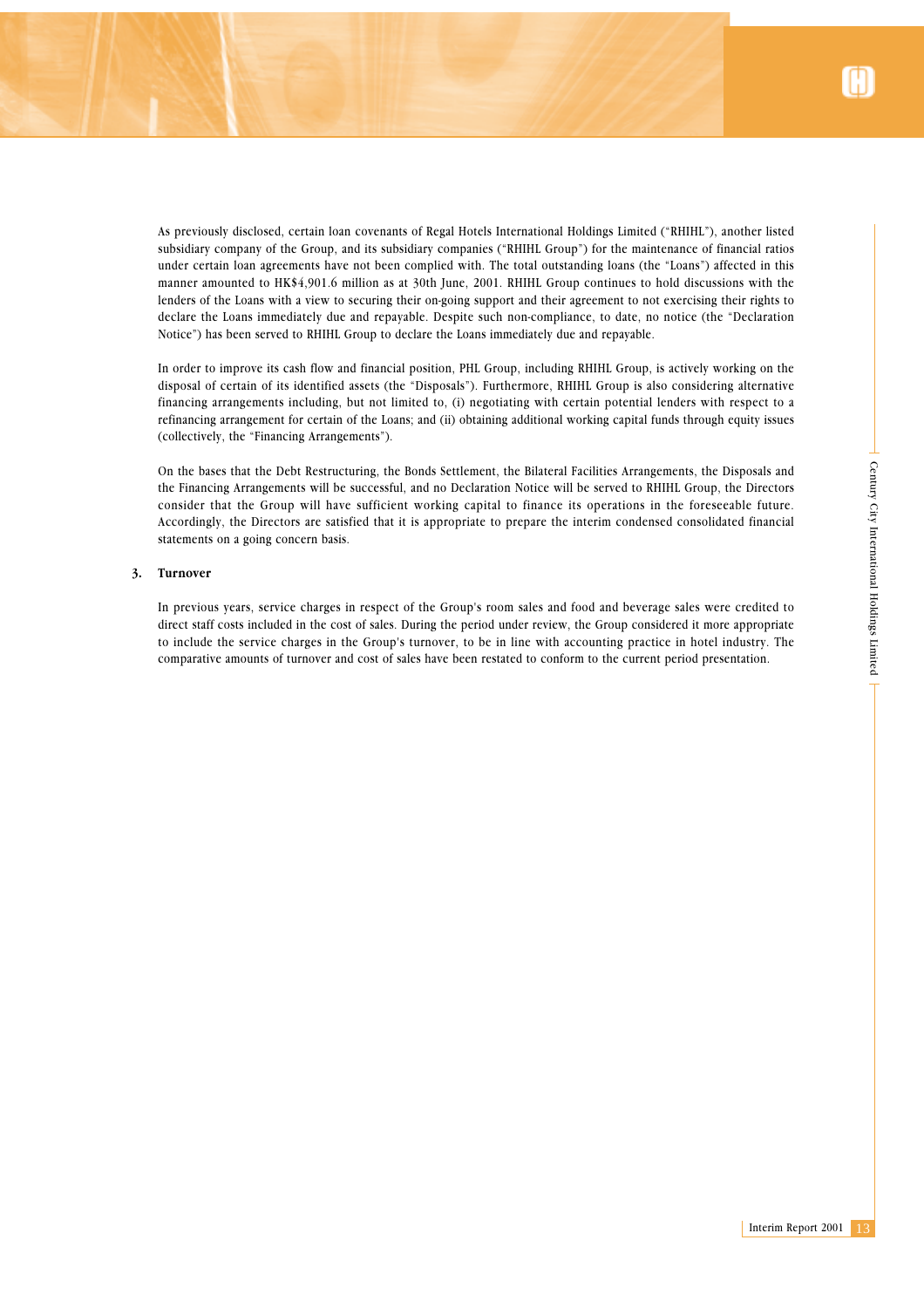As previously disclosed, certain loan covenants of Regal Hotels International Holdings Limited ("RHIHL"), another listed subsidiary company of the Group, and its subsidiary companies ("RHIHL Group") for the maintenance of financial ratios under certain loan agreements have not been complied with. The total outstanding loans (the "Loans") affected in this manner amounted to HK$4,901.6 million as at 30th June, 2001. RHIHL Group continues to hold discussions with the lenders of the Loans with a view to securing their on-going support and their agreement to not exercising their rights to declare the Loans immediately due and repayable. Despite such non-compliance, to date, no notice (the "Declaration Notice") has been served to RHIHL Group to declare the Loans immediately due and repayable.

In order to improve its cash flow and financial position, PHL Group, including RHIHL Group, is actively working on the disposal of certain of its identified assets (the "Disposals"). Furthermore, RHIHL Group is also considering alternative financing arrangements including, but not limited to, (i) negotiating with certain potential lenders with respect to a refinancing arrangement for certain of the Loans; and (ii) obtaining additional working capital funds through equity issues (collectively, the "Financing Arrangements").

On the bases that the Debt Restructuring, the Bonds Settlement, the Bilateral Facilities Arrangements, the Disposals and the Financing Arrangements will be successful, and no Declaration Notice will be served to RHIHL Group, the Directors consider that the Group will have sufficient working capital to finance its operations in the foreseeable future. Accordingly, the Directors are satisfied that it is appropriate to prepare the interim condensed consolidated financial statements on a going concern basis.

## 3. Turnover

In previous years, service charges in respect of the Group's room sales and food and beverage sales were credited to direct staff costs included in the cost of sales. During the period under review, the Group considered it more appropriate to include the service charges in the Group's turnover, to be in line with accounting practice in hotel industry. The comparative amounts of turnover and cost of sales have been restated to conform to the current period presentation.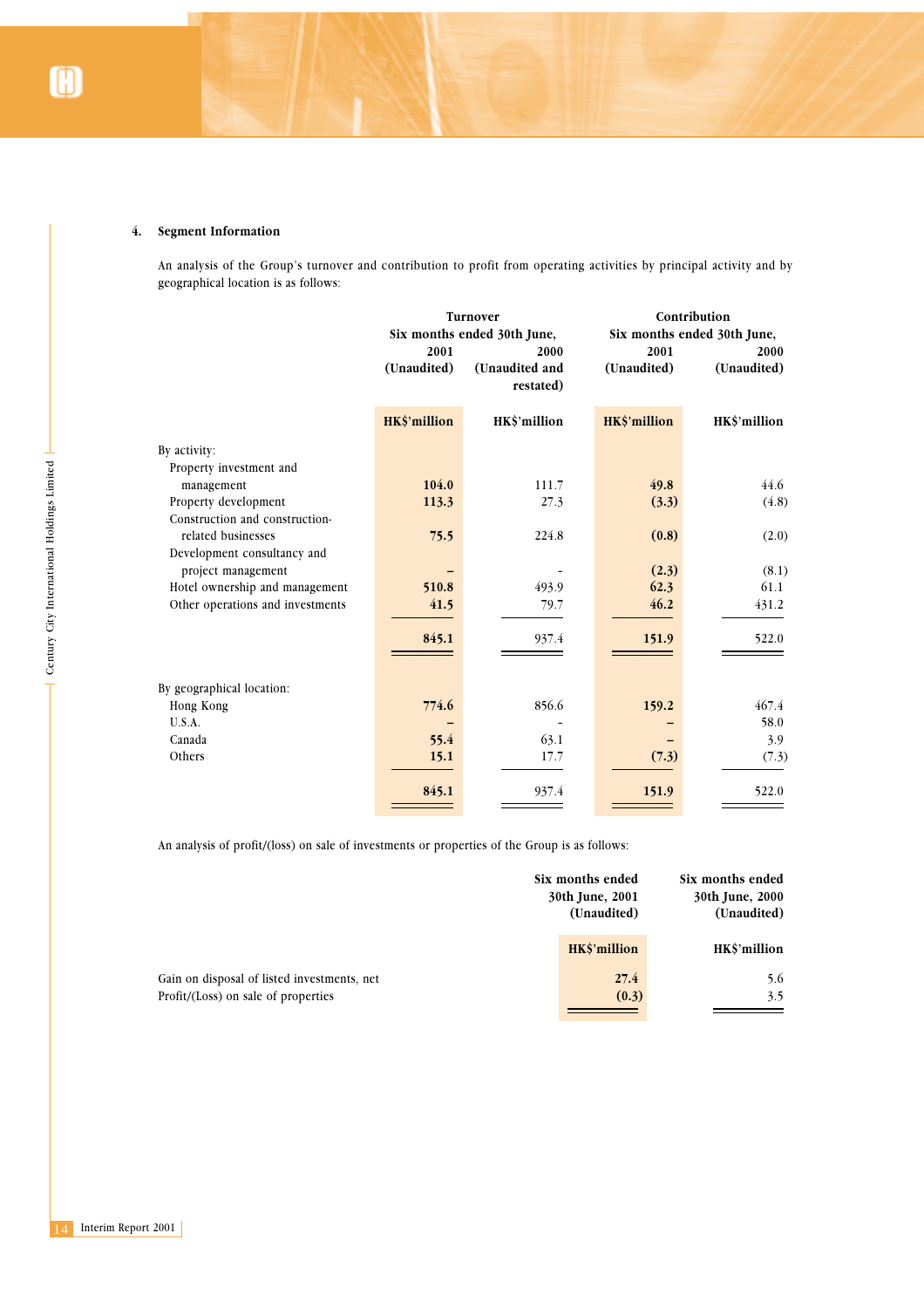## 4. Segment Information

An analysis of the Group's turnover and contribution to profit from operating activities by principal activity and by geographical location is as follows:

| | Turnover | | Contribution | |
|---|---|---|---|---|
| | Six months ended 30th June, | | Six months ended 30th June, | |
| | 2001 (Unaudited) | 2000 (Unaudited and restated) | 2001 (Unaudited) | 2000 (Unaudited) |
| | HK$'million | HK$'million | HK$'million | HK$'million |
| By activity: | | | | |
| Property investment and management | 104.0 | 111.7 | 49.8 | 44.6 |
| Property development | 113.3 | 27.3 | (3.3) | (4.8) |
| Construction and construction-related businesses | 75.5 | 224.8 | (0.8) | (2.0) |
| Development consultancy and project management | – | - | (2.3) | (8.1) |
| Hotel ownership and management | 510.8 | 493.9 | 62.3 | 61.1 |
| Other operations and investments | 41.5 | 79.7 | 46.2 | 431.2 |
| | 845.1 | 937.4 | 151.9 | 522.0 |
| By geographical location: | | | | |
| Hong Kong | 774.6 | 856.6 | 159.2 | 467.4 |
| U.S.A. | – | - | – | 58.0 |
| Canada | 55.4 | 63.1 | – | 3.9 |
| Others | 15.1 | 17.7 | (7.3) | (7.3) |
| | 845.1 | 937.4 | 151.9 | 522.0 |

An analysis of profit/(loss) on sale of investments or properties of the Group is as follows:

| | Six months ended 30th June, 2001 (Unaudited) | Six months ended 30th June, 2000 (Unaudited) |
|---|---|---|
| | HK$'million | HK$'million |
| Gain on disposal of listed investments, net | 27.4 | 5.6 |
| Profit/(Loss) on sale of properties | (0.3) | 3.5 |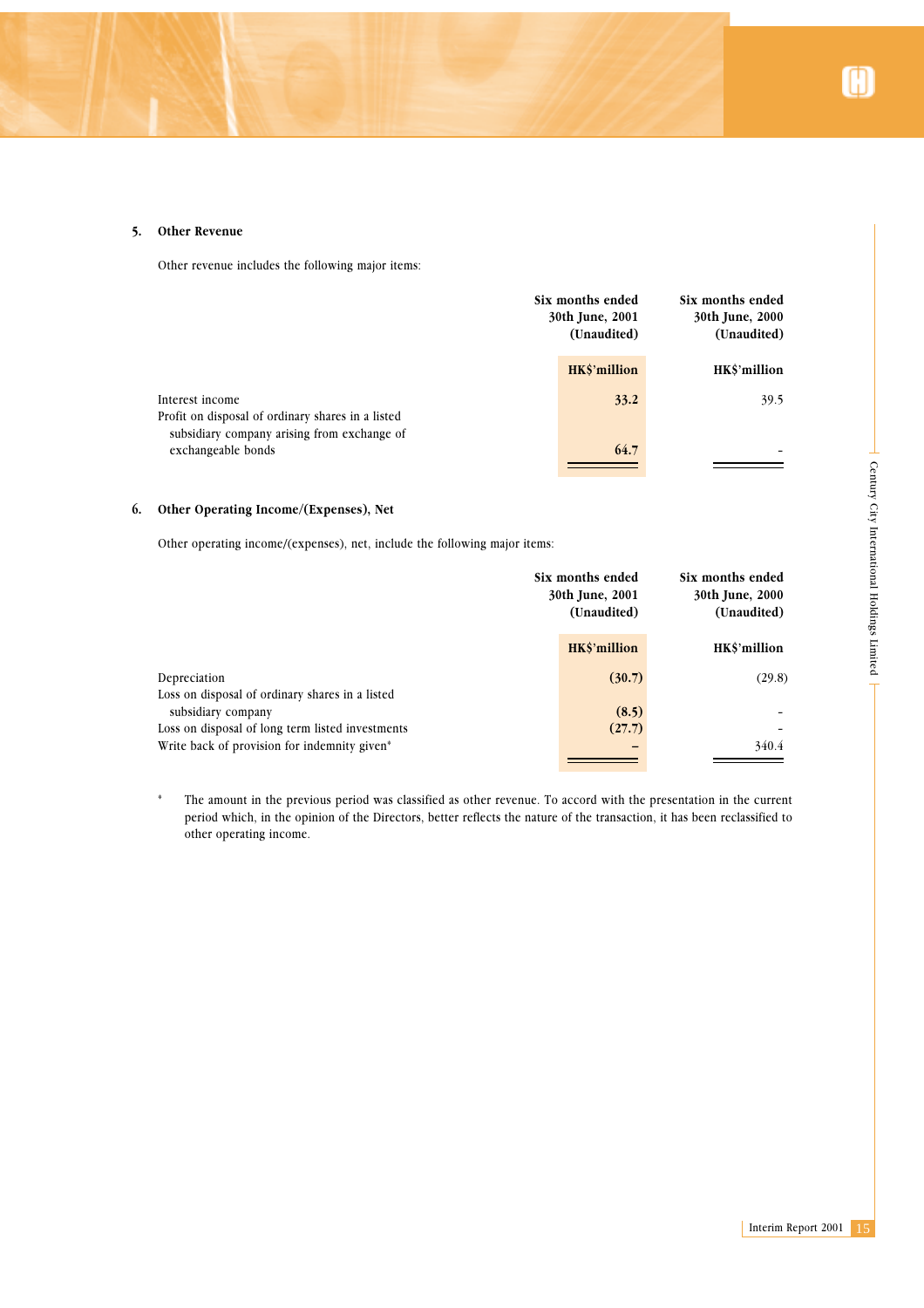## 5. Other Revenue

Other revenue includes the following major items:

| | Six months ended 30th June, 2001 (Unaudited) | Six months ended 30th June, 2000 (Unaudited) |
|---|---|---|
| | **HK$'million** | HK$'million |
| Interest income | **33.2** | 39.5 |
| Profit on disposal of ordinary shares in a listed subsidiary company arising from exchange of exchangeable bonds | **64.7** | - |

## 6. Other Operating Income/(Expenses), Net

Other operating income/(expenses), net, include the following major items:

| | Six months ended 30th June, 2001 (Unaudited) | Six months ended 30th June, 2000 (Unaudited) |
|---|---|---|
| | **HK$'million** | HK$'million |
| Depreciation | **(30.7)** | (29.8) |
| Loss on disposal of ordinary shares in a listed subsidiary company | **(8.5)** | - |
| Loss on disposal of long term listed investments | **(27.7)** | - |
| Write back of provision for indemnity given* | **–** | 340.4 |

\* The amount in the previous period was classified as other revenue. To accord with the presentation in the current period which, in the opinion of the Directors, better reflects the nature of the transaction, it has been reclassified to other operating income.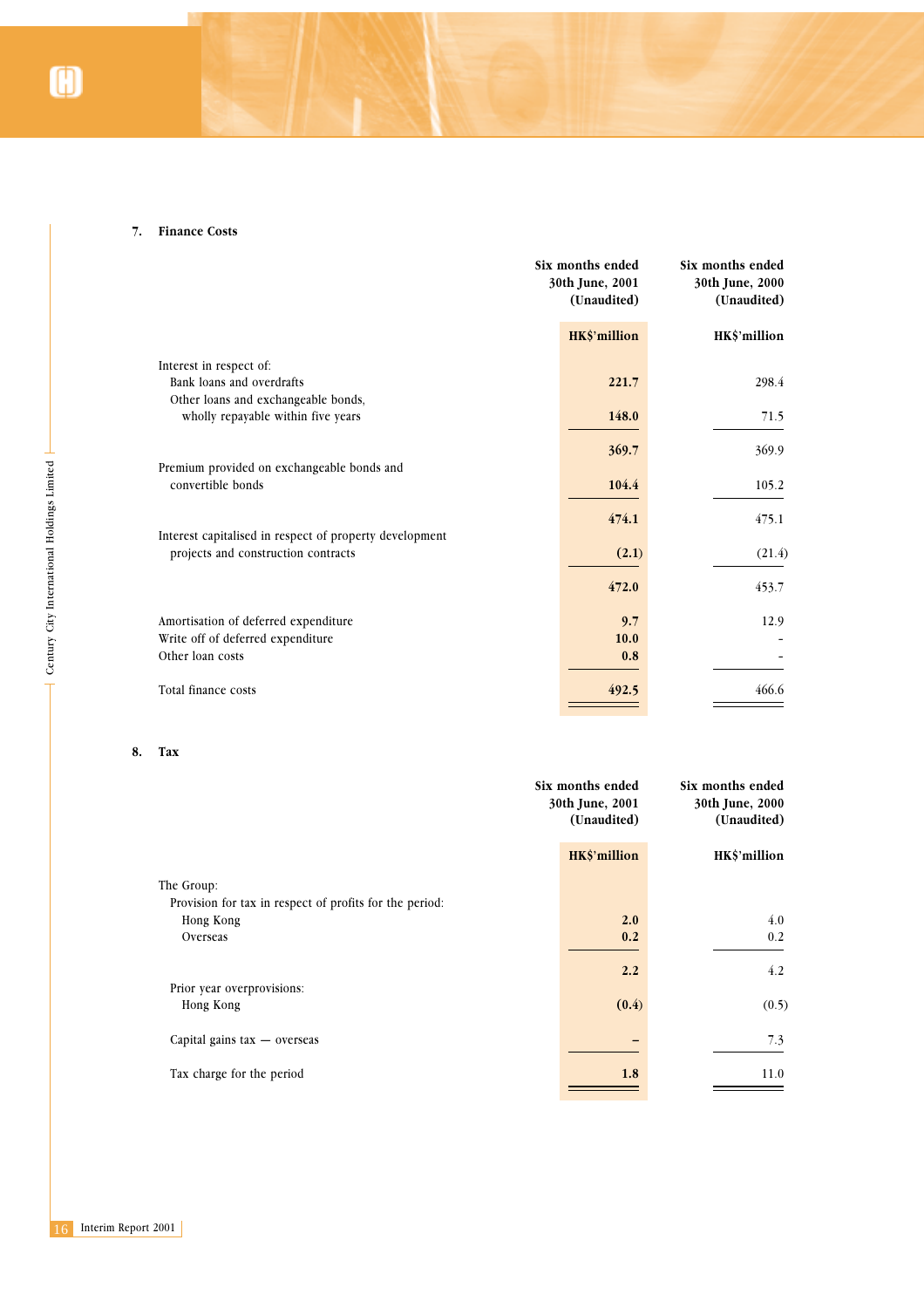## 7. Finance Costs

| | Six months ended 30th June, 2001 (Unaudited) | Six months ended 30th June, 2000 (Unaudited) |
|---|---|---|
| | **HK$'million** | HK$'million |
| Interest in respect of: | | |
| Bank loans and overdrafts | **221.7** | 298.4 |
| Other loans and exchangeable bonds, wholly repayable within five years | **148.0** | 71.5 |
| | **369.7** | 369.9 |
| Premium provided on exchangeable bonds and convertible bonds | **104.4** | 105.2 |
| | **474.1** | 475.1 |
| Interest capitalised in respect of property development projects and construction contracts | **(2.1)** | (21.4) |
| | **472.0** | 453.7 |
| Amortisation of deferred expenditure | **9.7** | 12.9 |
| Write off of deferred expenditure | **10.0** | - |
| Other loan costs | **0.8** | - |
| Total finance costs | **492.5** | 466.6 |

## 8. Tax

| | Six months ended 30th June, 2001 (Unaudited) | Six months ended 30th June, 2000 (Unaudited) |
|---|---|---|
| | **HK$'million** | HK$'million |
| The Group: | | |
| Provision for tax in respect of profits for the period: | | |
| Hong Kong | **2.0** | 4.0 |
| Overseas | **0.2** | 0.2 |
| | **2.2** | 4.2 |
| Prior year overprovisions: | | |
| Hong Kong | **(0.4)** | (0.5) |
| Capital gains tax — overseas | **–** | 7.3 |
| Tax charge for the period | **1.8** | 11.0 |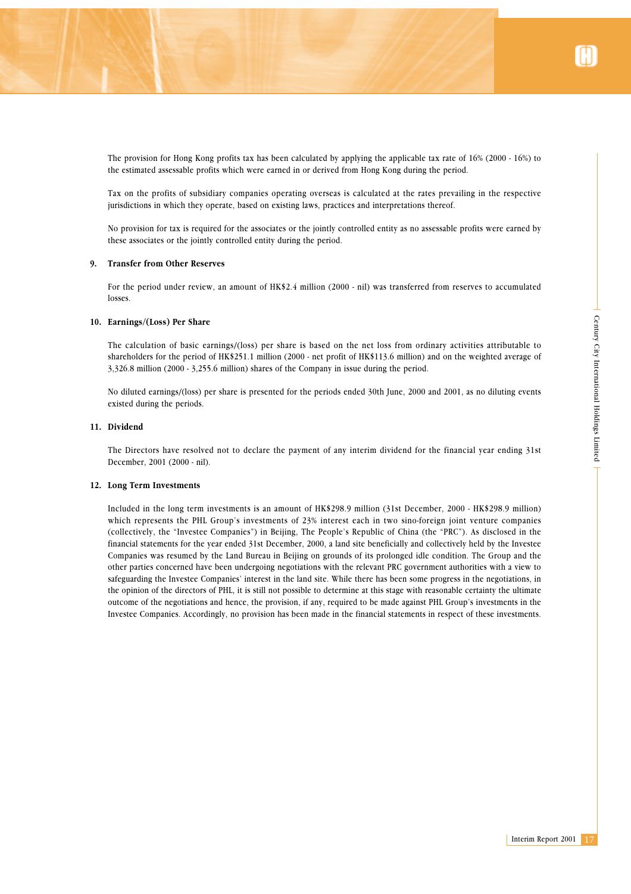The provision for Hong Kong profits tax has been calculated by applying the applicable tax rate of 16% (2000 - 16%) to the estimated assessable profits which were earned in or derived from Hong Kong during the period.

Tax on the profits of subsidiary companies operating overseas is calculated at the rates prevailing in the respective jurisdictions in which they operate, based on existing laws, practices and interpretations thereof.

No provision for tax is required for the associates or the jointly controlled entity as no assessable profits were earned by these associates or the jointly controlled entity during the period.

### 9. Transfer from Other Reserves

For the period under review, an amount of HK$2.4 million (2000 - nil) was transferred from reserves to accumulated losses.

### 10. Earnings/(Loss) Per Share

The calculation of basic earnings/(loss) per share is based on the net loss from ordinary activities attributable to shareholders for the period of HK$251.1 million (2000 - net profit of HK$113.6 million) and on the weighted average of 3,326.8 million (2000 - 3,255.6 million) shares of the Company in issue during the period.

No diluted earnings/(loss) per share is presented for the periods ended 30th June, 2000 and 2001, as no diluting events existed during the periods.

### 11. Dividend

The Directors have resolved not to declare the payment of any interim dividend for the financial year ending 31st December, 2001 (2000 - nil).

### 12. Long Term Investments

Included in the long term investments is an amount of HK$298.9 million (31st December, 2000 - HK$298.9 million) which represents the PHL Group's investments of 23% interest each in two sino-foreign joint venture companies (collectively, the "Investee Companies") in Beijing, The People's Republic of China (the "PRC"). As disclosed in the financial statements for the year ended 31st December, 2000, a land site beneficially and collectively held by the Investee Companies was resumed by the Land Bureau in Beijing on grounds of its prolonged idle condition. The Group and the other parties concerned have been undergoing negotiations with the relevant PRC government authorities with a view to safeguarding the Investee Companies' interest in the land site. While there has been some progress in the negotiations, in the opinion of the directors of PHL, it is still not possible to determine at this stage with reasonable certainty the ultimate outcome of the negotiations and hence, the provision, if any, required to be made against PHL Group's investments in the Investee Companies. Accordingly, no provision has been made in the financial statements in respect of these investments.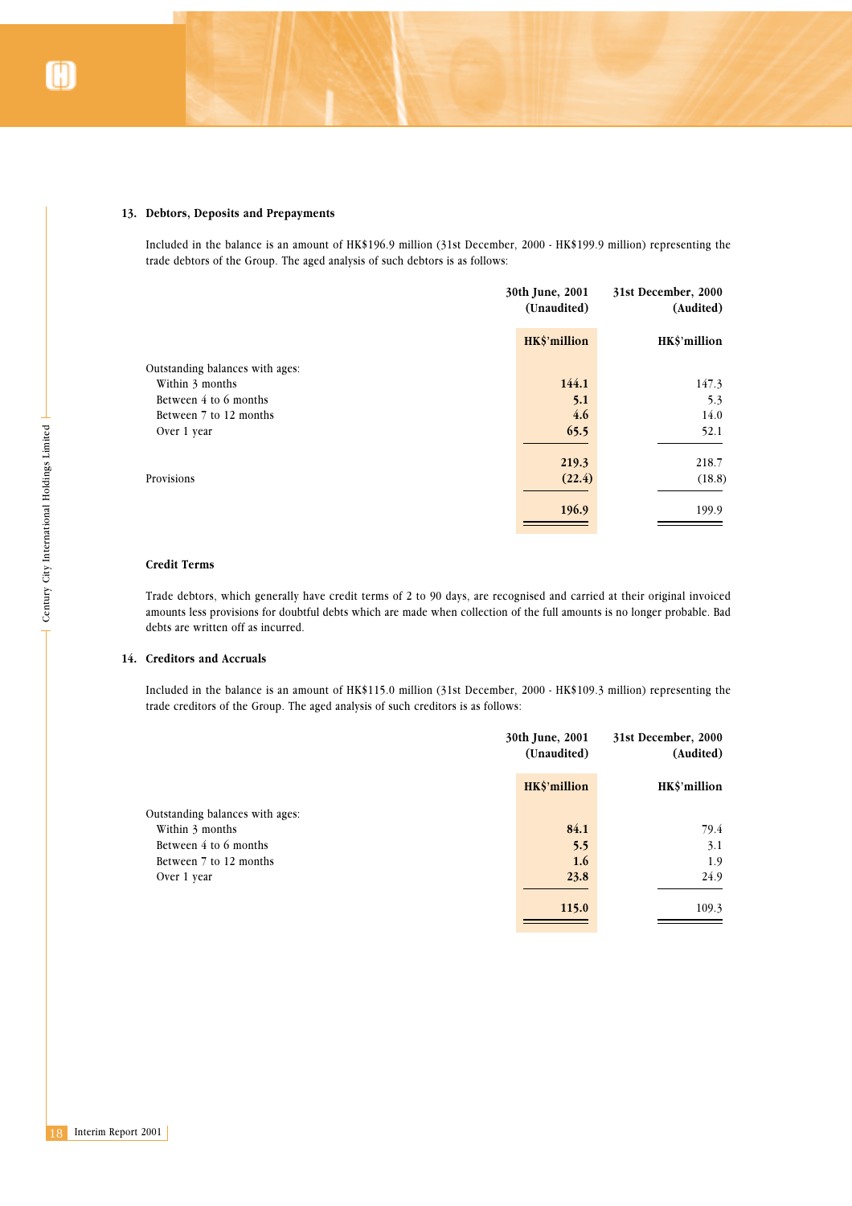### 13. Debtors, Deposits and Prepayments

Included in the balance is an amount of HK$196.9 million (31st December, 2000 - HK$199.9 million) representing the trade debtors of the Group. The aged analysis of such debtors is as follows:

| | 30th June, 2001 (Unaudited) | 31st December, 2000 (Audited) |
|---|---|---|
| | **HK$'million** | **HK$'million** |
| Outstanding balances with ages: | | |
| Within 3 months | **144.1** | 147.3 |
| Between 4 to 6 months | **5.1** | 5.3 |
| Between 7 to 12 months | **4.6** | 14.0 |
| Over 1 year | **65.5** | 52.1 |
| | **219.3** | 218.7 |
| Provisions | **(22.4)** | (18.8) |
| | **196.9** | 199.9 |

**Credit Terms**

Trade debtors, which generally have credit terms of 2 to 90 days, are recognised and carried at their original invoiced amounts less provisions for doubtful debts which are made when collection of the full amounts is no longer probable. Bad debts are written off as incurred.

### 14. Creditors and Accruals

Included in the balance is an amount of HK$115.0 million (31st December, 2000 - HK$109.3 million) representing the trade creditors of the Group. The aged analysis of such creditors is as follows:

| | 30th June, 2001 (Unaudited) | 31st December, 2000 (Audited) |
|---|---|---|
| | **HK$'million** | **HK$'million** |
| Outstanding balances with ages: | | |
| Within 3 months | **84.1** | 79.4 |
| Between 4 to 6 months | **5.5** | 3.1 |
| Between 7 to 12 months | **1.6** | 1.9 |
| Over 1 year | **23.8** | 24.9 |
| | **115.0** | 109.3 |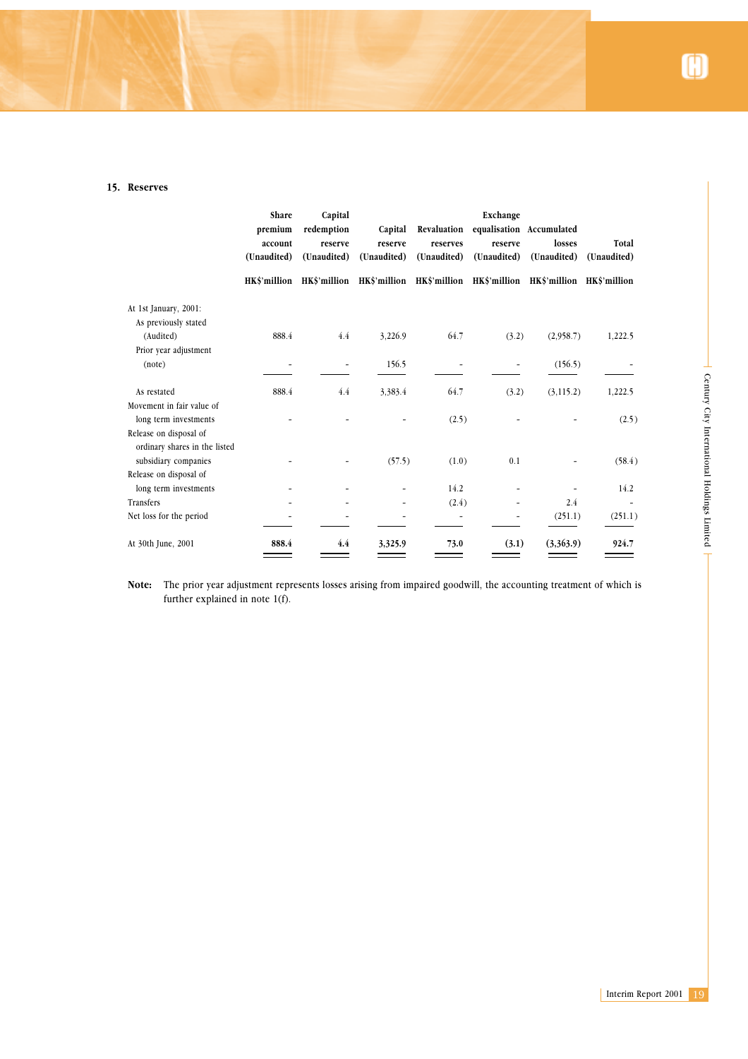## 15. Reserves

| | Share premium account (Unaudited) | Capital redemption reserve (Unaudited) | Capital reserve (Unaudited) | Revaluation reserves (Unaudited) | Exchange equalisation reserve (Unaudited) | Accumulated losses (Unaudited) | Total (Unaudited) |
|---|---|---|---|---|---|---|---|
| | HK$'million | HK$'million | HK$'million | HK$'million | HK$'million | HK$'million | HK$'million |
| At 1st January, 2001: | | | | | | | |
| As previously stated (Audited) | 888.4 | 4.4 | 3,226.9 | 64.7 | (3.2) | (2,958.7) | 1,222.5 |
| Prior year adjustment (note) | - | - | 156.5 | - | - | (156.5) | - |
| As restated | 888.4 | 4.4 | 3,383.4 | 64.7 | (3.2) | (3,115.2) | 1,222.5 |
| Movement in fair value of long term investments | - | - | - | (2.5) | - | - | (2.5) |
| Release on disposal of ordinary shares in the listed subsidiary companies | - | - | (57.5) | (1.0) | 0.1 | - | (58.4) |
| Release on disposal of long term investments | - | - | - | 14.2 | - | - | 14.2 |
| Transfers | - | - | - | (2.4) | - | 2.4 | - |
| Net loss for the period | - | - | - | - | - | (251.1) | (251.1) |
| At 30th June, 2001 | **888.4** | **4.4** | **3,325.9** | **73.0** | **(3.1)** | **(3,363.9)** | **924.7** |

**Note:** The prior year adjustment represents losses arising from impaired goodwill, the accounting treatment of which is further explained in note 1(f).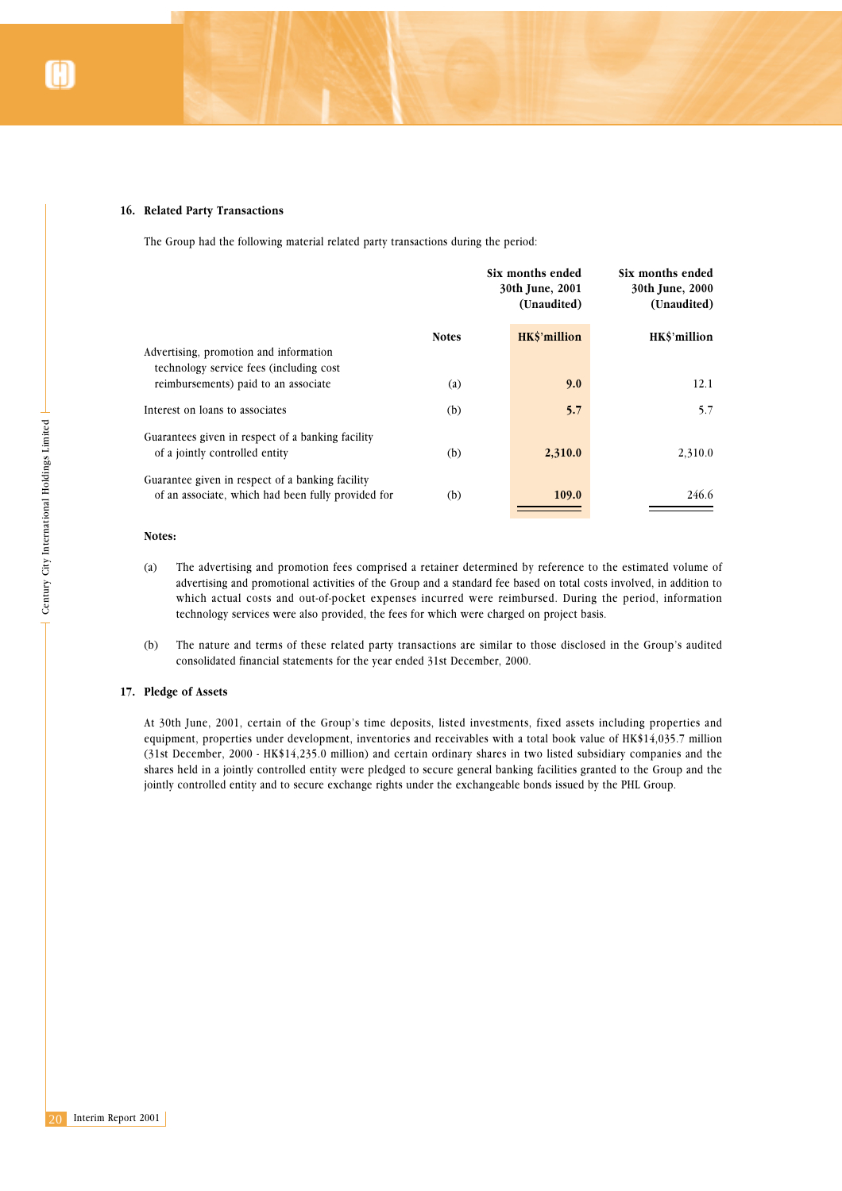## 16. Related Party Transactions

The Group had the following material related party transactions during the period:

| | Notes | Six months ended 30th June, 2001 (Unaudited) | Six months ended 30th June, 2000 (Unaudited) |
|---|---|---|---|
| | | **HK$'million** | **HK$'million** |
| Advertising, promotion and information technology service fees (including cost reimbursements) paid to an associate | (a) | **9.0** | 12.1 |
| Interest on loans to associates | (b) | **5.7** | 5.7 |
| Guarantees given in respect of a banking facility of a jointly controlled entity | (b) | **2,310.0** | 2,310.0 |
| Guarantee given in respect of a banking facility of an associate, which had been fully provided for | (b) | **109.0** | 246.6 |

**Notes:**

(a) The advertising and promotion fees comprised a retainer determined by reference to the estimated volume of advertising and promotional activities of the Group and a standard fee based on total costs involved, in addition to which actual costs and out-of-pocket expenses incurred were reimbursed. During the period, information technology services were also provided, the fees for which were charged on project basis.

(b) The nature and terms of these related party transactions are similar to those disclosed in the Group's audited consolidated financial statements for the year ended 31st December, 2000.

## 17. Pledge of Assets

At 30th June, 2001, certain of the Group's time deposits, listed investments, fixed assets including properties and equipment, properties under development, inventories and receivables with a total book value of HK$14,035.7 million (31st December, 2000 - HK$14,235.0 million) and certain ordinary shares in two listed subsidiary companies and the shares held in a jointly controlled entity were pledged to secure general banking facilities granted to the Group and the jointly controlled entity and to secure exchange rights under the exchangeable bonds issued by the PHL Group.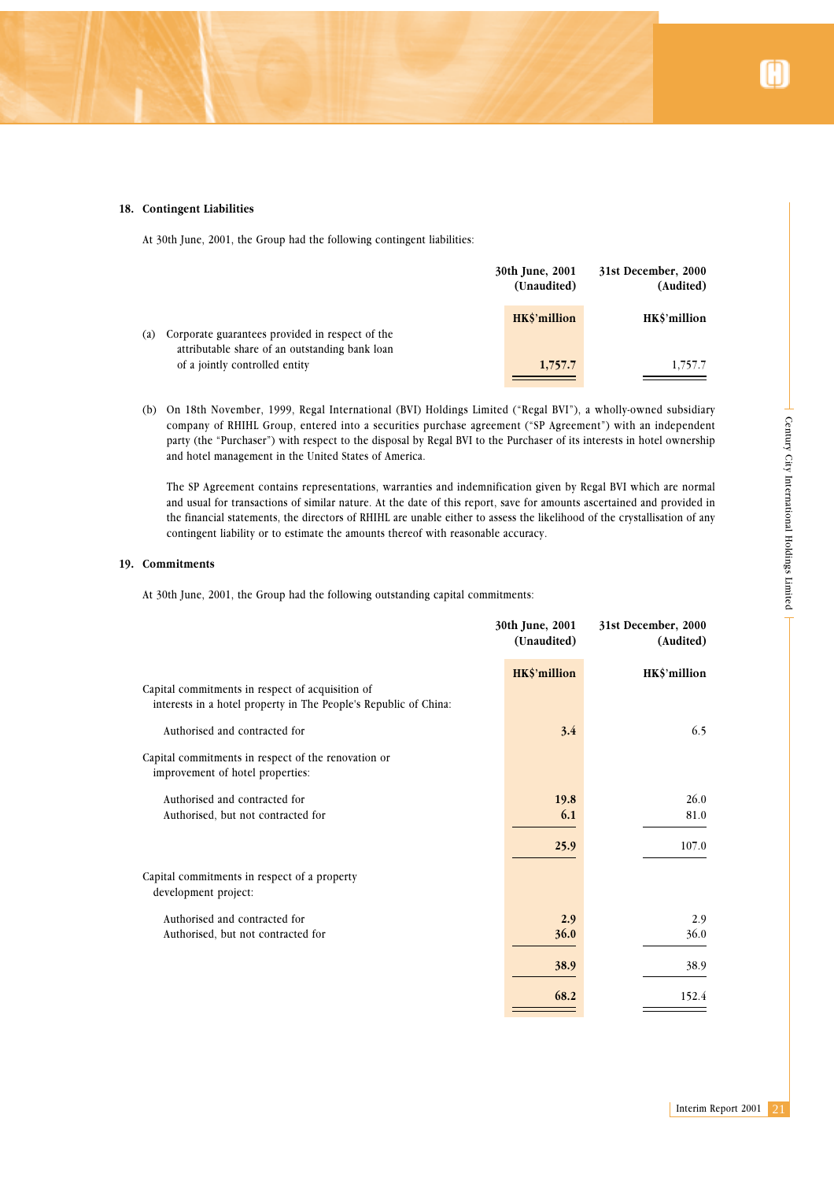### 18. Contingent Liabilities

At 30th June, 2001, the Group had the following contingent liabilities:

| | 30th June, 2001 (Unaudited) | 31st December, 2000 (Audited) |
|---|---|---|
| | HK$'million | HK$'million |
| (a) Corporate guarantees provided in respect of the attributable share of an outstanding bank loan of a jointly controlled entity | **1,757.7** | 1,757.7 |

(b) On 18th November, 1999, Regal International (BVI) Holdings Limited ("Regal BVI"), a wholly-owned subsidiary company of RHIHL Group, entered into a securities purchase agreement ("SP Agreement") with an independent party (the "Purchaser") with respect to the disposal by Regal BVI to the Purchaser of its interests in hotel ownership and hotel management in the United States of America.

The SP Agreement contains representations, warranties and indemnification given by Regal BVI which are normal and usual for transactions of similar nature. At the date of this report, save for amounts ascertained and provided in the financial statements, the directors of RHIHL are unable either to assess the likelihood of the crystallisation of any contingent liability or to estimate the amounts thereof with reasonable accuracy.

### 19. Commitments

At 30th June, 2001, the Group had the following outstanding capital commitments:

| | 30th June, 2001 (Unaudited) | 31st December, 2000 (Audited) |
|---|---|---|
| | HK$'million | HK$'million |
| Capital commitments in respect of acquisition of interests in a hotel property in The People's Republic of China: | | |
| Authorised and contracted for | **3.4** | 6.5 |
| Capital commitments in respect of the renovation or improvement of hotel properties: | | |
| Authorised and contracted for | **19.8** | 26.0 |
| Authorised, but not contracted for | **6.1** | 81.0 |
| | **25.9** | 107.0 |
| Capital commitments in respect of a property development project: | | |
| Authorised and contracted for | **2.9** | 2.9 |
| Authorised, but not contracted for | **36.0** | 36.0 |
| | **38.9** | 38.9 |
| | **68.2** | 152.4 |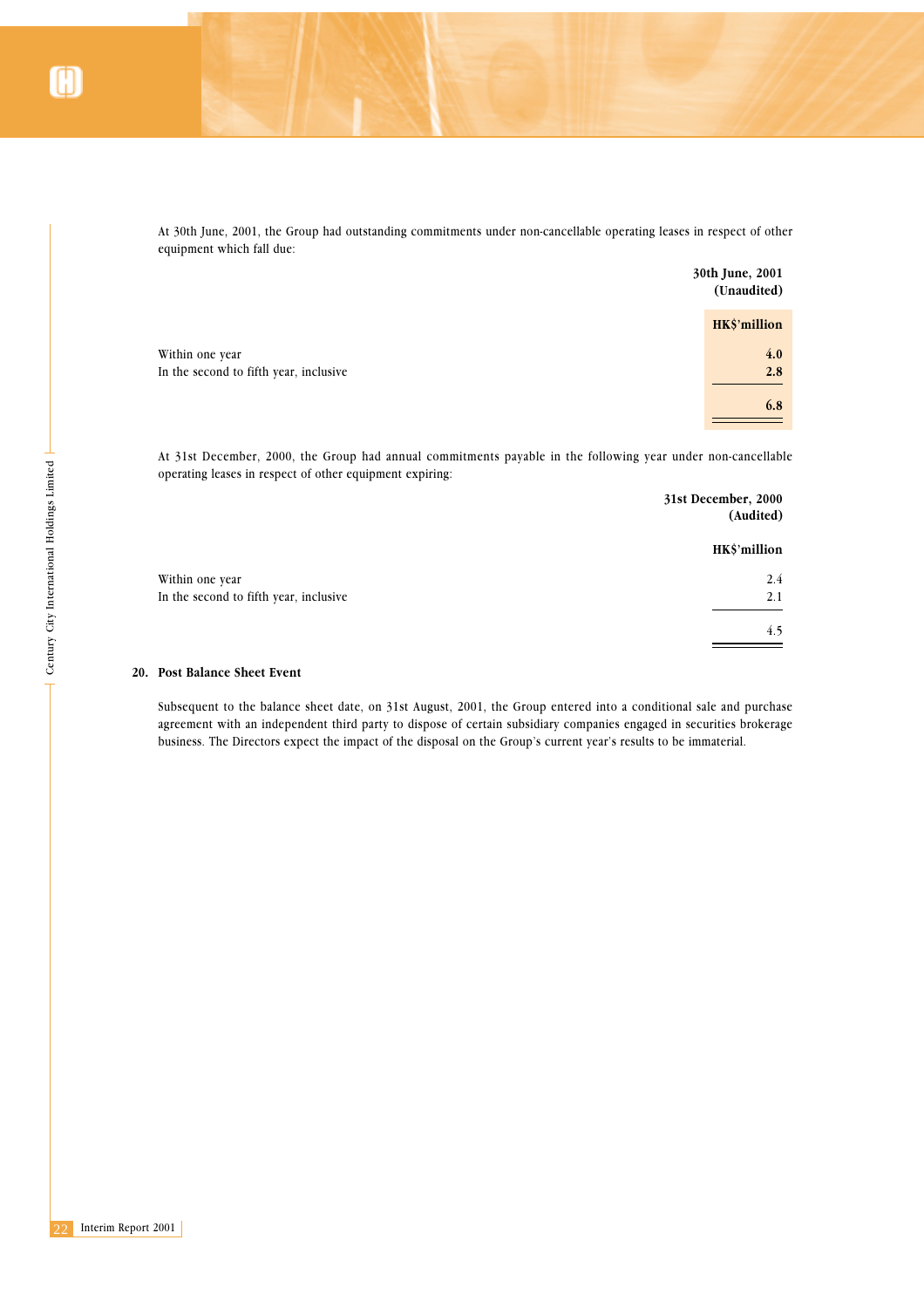At 30th June, 2001, the Group had outstanding commitments under non-cancellable operating leases in respect of other equipment which fall due:

| | 30th June, 2001 (Unaudited) |
|---|---|
| | HK$'million |
| Within one year | **4.0** |
| In the second to fifth year, inclusive | **2.8** |
| | **6.8** |

At 31st December, 2000, the Group had annual commitments payable in the following year under non-cancellable operating leases in respect of other equipment expiring:

| | 31st December, 2000 (Audited) |
|---|---|
| | HK$'million |
| Within one year | 2.4 |
| In the second to fifth year, inclusive | 2.1 |
| | 4.5 |

## 20. Post Balance Sheet Event

Subsequent to the balance sheet date, on 31st August, 2001, the Group entered into a conditional sale and purchase agreement with an independent third party to dispose of certain subsidiary companies engaged in securities brokerage business. The Directors expect the impact of the disposal on the Group's current year's results to be immaterial.